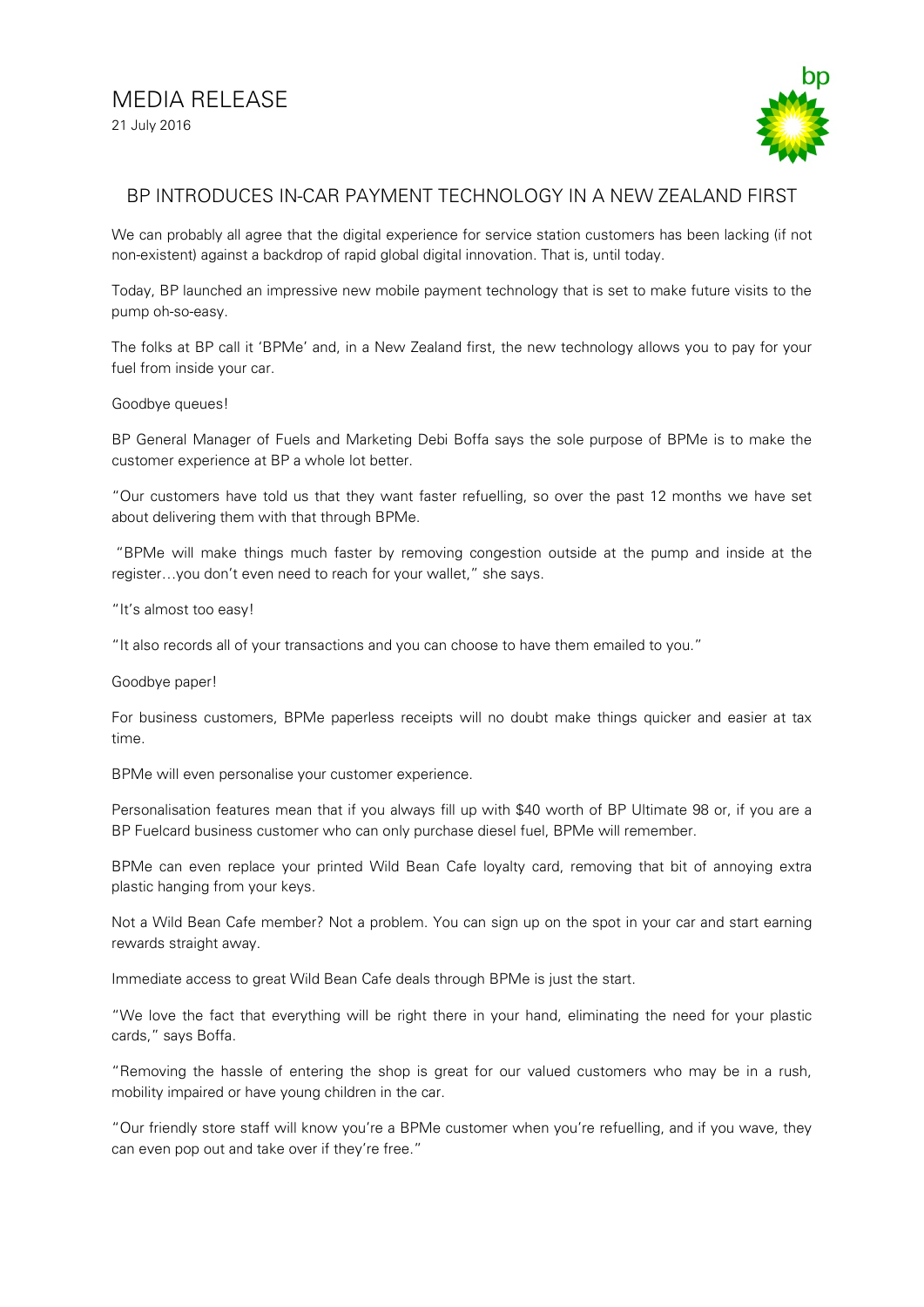# MEDIA RELEASE

21 July 2016

## BP INTRODUCES IN-CAR PAYMENT TECHNOLOGY IN A NEW ZEALAND FIRST

We can probably all agree that the digital experience for service station customers has been lacking (if not non-existent) against a backdrop of rapid global digital innovation. That is, until today.

Today, BP launched an impressive new mobile payment technology that is set to make future visits to the pump oh-so-easy.

The folks at BP call it 'BPMe' and, in a New Zealand first, the new technology allows you to pay for your fuel from inside your car.

Goodbye queues!

BP General Manager of Fuels and Marketing Debi Boffa says the sole purpose of BPMe is to make the customer experience at BP a whole lot better.

"Our customers have told us that they want faster refuelling, so over the past 12 months we have set about delivering them with that through BPMe.

"BPMe will make things much faster by removing congestion outside at the pump and inside at the register…you don't even need to reach for your wallet," she says.

"It's almost too easy!

"It also records all of your transactions and you can choose to have them emailed to you."

Goodbye paper!

For business customers, BPMe paperless receipts will no doubt make things quicker and easier at tax time.

BPMe will even personalise your customer experience.

Personalisation features mean that if you always fill up with $40 worth of BP Ultimate 98 or, if you are a BP Fuelcard business customer who can only purchase diesel fuel, BPMe will remember.

BPMe can even replace your printed Wild Bean Cafe loyalty card, removing that bit of annoying extra plastic hanging from your keys.

Not a Wild Bean Cafe member? Not a problem. You can sign up on the spot in your car and start earning rewards straight away.

Immediate access to great Wild Bean Cafe deals through BPMe is just the start.

"We love the fact that everything will be right there in your hand, eliminating the need for your plastic cards," says Boffa.

"Removing the hassle of entering the shop is great for our valued customers who may be in a rush, mobility impaired or have young children in the car.

"Our friendly store staff will know you're a BPMe customer when you're refuelling, and if you wave, they can even pop out and take over if they're free."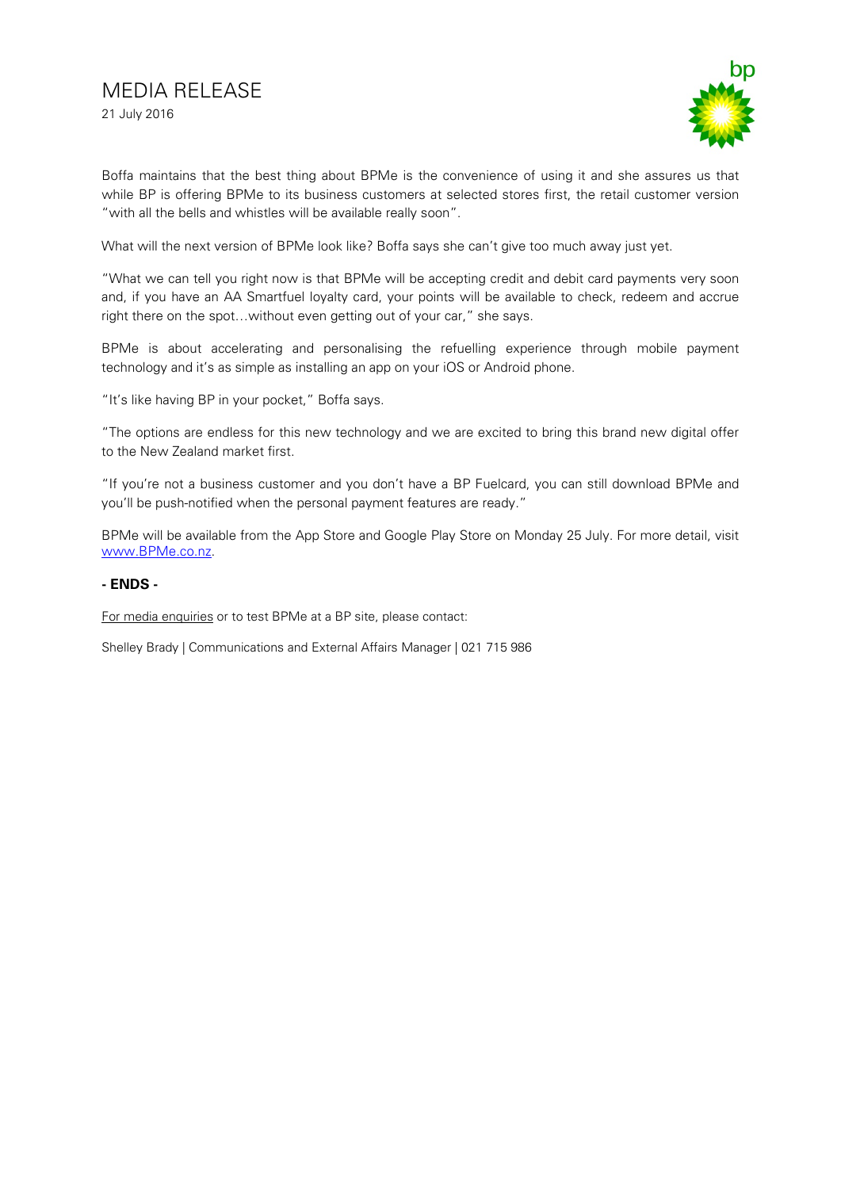Boffa maintains that the best thing about BPMe is the convenience of using it and she assures us that while BP is offering BPMe to its business customers at selected stores first, the retail customer version "with all the bells and whistles will be available really soon".

What will the next version of BPMe look like? Boffa says she can't give too much away just yet.

"What we can tell you right now is that BPMe will be accepting credit and debit card payments very soon and, if you have an AA Smartfuel loyalty card, your points will be available to check, redeem and accrue right there on the spot…without even getting out of your car," she says.

BPMe is about accelerating and personalising the refuelling experience through mobile payment technology and it's as simple as installing an app on your iOS or Android phone.

"It's like having BP in your pocket," Boffa says.

"The options are endless for this new technology and we are excited to bring this brand new digital offer to the New Zealand market first.

"If you're not a business customer and you don't have a BP Fuelcard, you can still download BPMe and you'll be push-notified when the personal payment features are ready."

BPMe will be available from the App Store and Google Play Store on Monday 25 July. For more detail, visit www.BPMe.co.nz.

**- ENDS -**

For media enquiries or to test BPMe at a BP site, please contact:

Shelley Brady | Communications and External Affairs Manager | 021 715 986